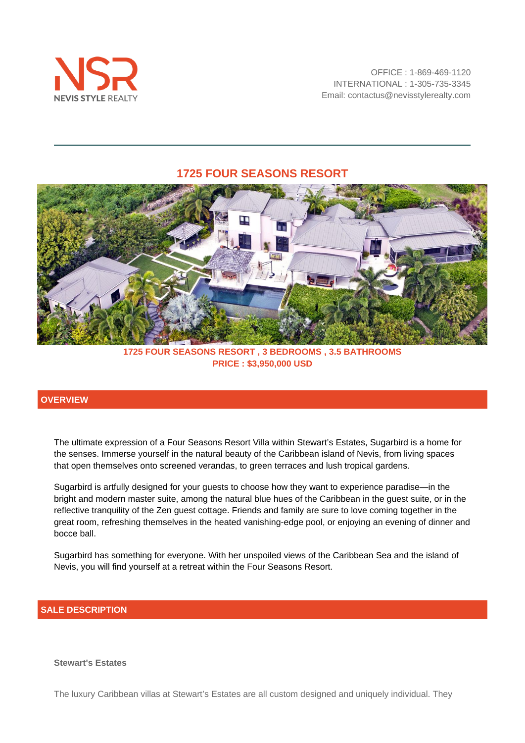NSR
NEVIS STYLE REALTY

OFFICE : 1-869-469-1120
INTERNATIONAL : 1-305-735-3345
Email: contactus@nevisstylerealty.com

# 1725 FOUR SEASONS RESORT

**1725 FOUR SEASONS RESORT , 3 BEDROOMS , 3.5 BATHROOMS**
**PRICE : $3,950,000 USD**

## OVERVIEW

The ultimate expression of a Four Seasons Resort Villa within Stewart's Estates, Sugarbird is a home for the senses. Immerse yourself in the natural beauty of the Caribbean island of Nevis, from living spaces that open themselves onto screened verandas, to green terraces and lush tropical gardens.

Sugarbird is artfully designed for your guests to choose how they want to experience paradise—in the bright and modern master suite, among the natural blue hues of the Caribbean in the guest suite, or in the reflective tranquility of the Zen guest cottage. Friends and family are sure to love coming together in the great room, refreshing themselves in the heated vanishing-edge pool, or enjoying an evening of dinner and bocce ball.

Sugarbird has something for everyone. With her unspoiled views of the Caribbean Sea and the island of Nevis, you will find yourself at a retreat within the Four Seasons Resort.

## SALE DESCRIPTION

**Stewart's Estates**

The luxury Caribbean villas at Stewart's Estates are all custom designed and uniquely individual. They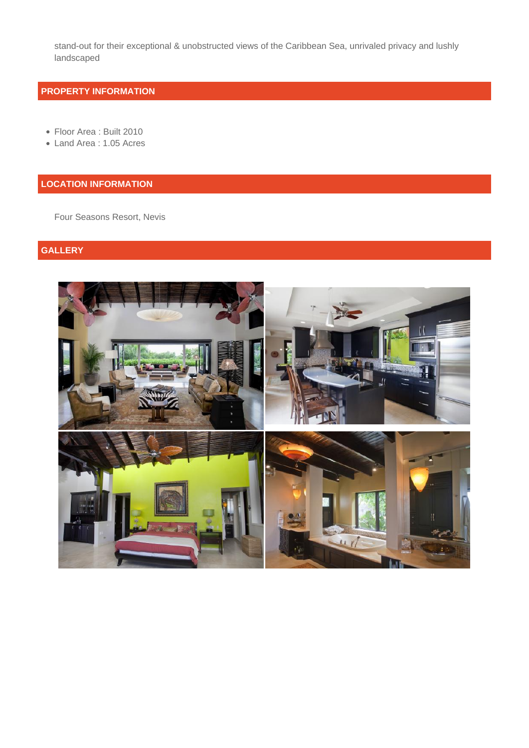stand-out for their exceptional & unobstructed views of the Caribbean Sea, unrivaled privacy and lushly landscaped

## PROPERTY INFORMATION

- Floor Area : Built 2010
- Land Area : 1.05 Acres

## LOCATION INFORMATION

Four Seasons Resort, Nevis

## GALLERY